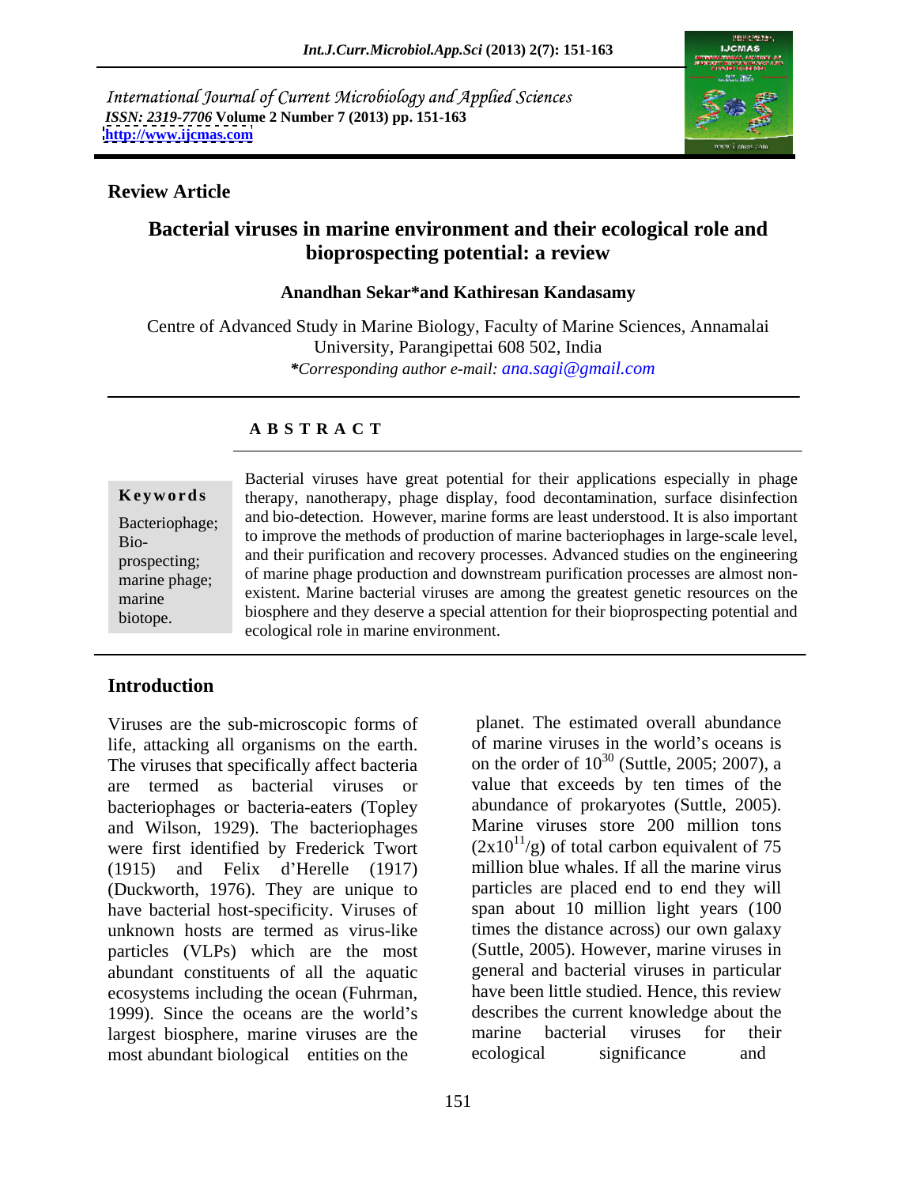International Journal of Current Microbiology and Applied Sciences
*ISSN: 2319-7706* **Volume 2 Number 7 (2013) pp. 151-163**
**http://www.ijcmas.com**

**Review Article**

# Bacterial viruses in marine environment and their ecological role and bioprospecting potential: a review

**Anandhan Sekar*and Kathiresan Kandasamy**

Centre of Advanced Study in Marine Biology, Faculty of Marine Sciences, Annamalai University, Parangipettai 608 502, India

*\*Corresponding author e-mail: ana.sagi@gmail.com*

## A B S T R A C T

**Keywords**

Bacteriophage; Bio-prospecting; marine phage; marine biotope.

Bacterial viruses have great potential for their applications especially in phage therapy, nanotherapy, phage display, food decontamination, surface disinfection and bio-detection. However, marine forms are least understood. It is also important to improve the methods of production of marine bacteriophages in large-scale level, and their purification and recovery processes. Advanced studies on the engineering of marine phage production and downstream purification processes are almost non-existent. Marine bacterial viruses are among the greatest genetic resources on the biosphere and they deserve a special attention for their bioprospecting potential and ecological role in marine environment.

## Introduction

Viruses are the sub-microscopic forms of life, attacking all organisms on the earth. The viruses that specifically affect bacteria are termed as bacterial viruses or bacteriophages or bacteria-eaters (Topley and Wilson, 1929). The bacteriophages were first identified by Frederick Twort (1915) and Felix d'Herelle (1917) (Duckworth, 1976). They are unique to have bacterial host-specificity. Viruses of unknown hosts are termed as virus-like particles (VLPs) which are the most abundant constituents of all the aquatic ecosystems including the ocean (Fuhrman, 1999). Since the oceans are the world's largest biosphere, marine viruses are the most abundant biological entities on the planet. The estimated overall abundance of marine viruses in the world's oceans is on the order of $10^{30}$ (Suttle, 2005; 2007), a value that exceeds by ten times of the abundance of prokaryotes (Suttle, 2005). Marine viruses store 200 million tons ($2x10^{11}$/g) of total carbon equivalent of 75 million blue whales. If all the marine virus particles are placed end to end they will span about 10 million light years (100 times the distance across) our own galaxy (Suttle, 2005). However, marine viruses in general and bacterial viruses in particular have been little studied. Hence, this review describes the current knowledge about the marine bacterial viruses for their ecological significance and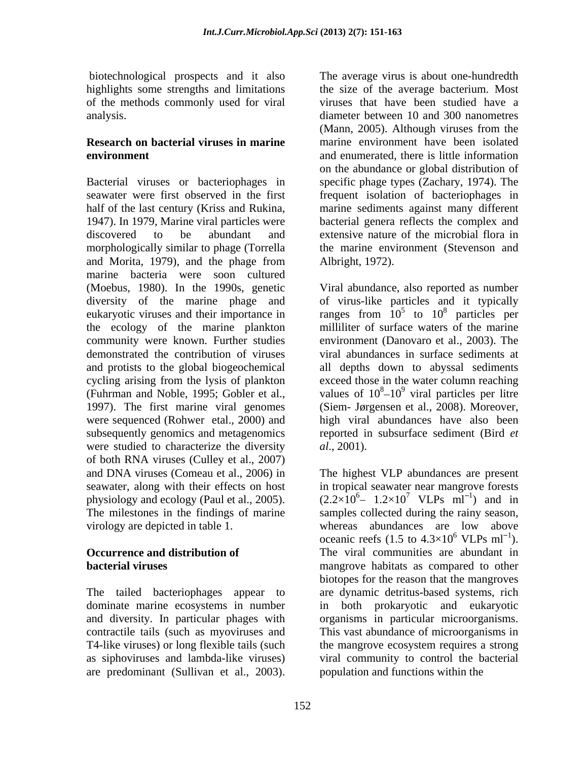biotechnological prospects and it also highlights some strengths and limitations of the methods commonly used for viral analysis.

## Research on bacterial viruses in marine environment

Bacterial viruses or bacteriophages in seawater were first observed in the first half of the last century (Kriss and Rukina, 1947). In 1979, Marine viral particles were discovered to be abundant and morphologically similar to phage (Torrella and Morita, 1979), and the phage from marine bacteria were soon cultured (Moebus, 1980). In the 1990s, genetic diversity of the marine phage and eukaryotic viruses and their importance in the ecology of the marine plankton community were known. Further studies demonstrated the contribution of viruses and protists to the global biogeochemical cycling arising from the lysis of plankton (Fuhrman and Noble, 1995; Gobler et al., 1997). The first marine viral genomes were sequenced (Rohwer etal., 2000) and subsequently genomics and metagenomics were studied to characterize the diversity of both RNA viruses (Culley et al., 2007) and DNA viruses (Comeau et al., 2006) in seawater, along with their effects on host physiology and ecology (Paul et al., 2005). The milestones in the findings of marine virology are depicted in table 1.

## Occurrence and distribution of bacterial viruses

The tailed bacteriophages appear to dominate marine ecosystems in number and diversity. In particular phages with contractile tails (such as myoviruses and T4-like viruses) or long flexible tails (such as siphoviruses and lambda-like viruses) are predominant (Sullivan et al., 2003). The average virus is about one-hundredth the size of the average bacterium. Most viruses that have been studied have a diameter between 10 and 300 nanometres (Mann, 2005). Although viruses from the marine environment have been isolated and enumerated, there is little information on the abundance or global distribution of specific phage types (Zachary, 1974). The frequent isolation of bacteriophages in marine sediments against many different bacterial genera reflects the complex and extensive nature of the microbial flora in the marine environment (Stevenson and Albright, 1972).

Viral abundance, also reported as number of virus-like particles and it typically ranges from $10^5$ to $10^8$ particles per milliliter of surface waters of the marine environment (Danovaro et al., 2003). The viral abundances in surface sediments at all depths down to abyssal sediments exceed those in the water column reaching values of $10^8$–$10^9$ viral particles per litre (Siem- Jørgensen et al., 2008). Moreover, high viral abundances have also been reported in subsurface sediment (Bird *et al*., 2001).

The highest VLP abundances are present in tropical seawater near mangrove forests ($2.2\times10^6$– $1.2\times10^7$ VLPs $ml^{-1}$) and in samples collected during the rainy season, whereas abundances are low above oceanic reefs (1.5 to $4.3\times10^6$ VLPs $ml^{-1}$). The viral communities are abundant in mangrove habitats as compared to other biotopes for the reason that the mangroves are dynamic detritus-based systems, rich in both prokaryotic and eukaryotic organisms in particular microorganisms. This vast abundance of microorganisms in the mangrove ecosystem requires a strong viral community to control the bacterial population and functions within the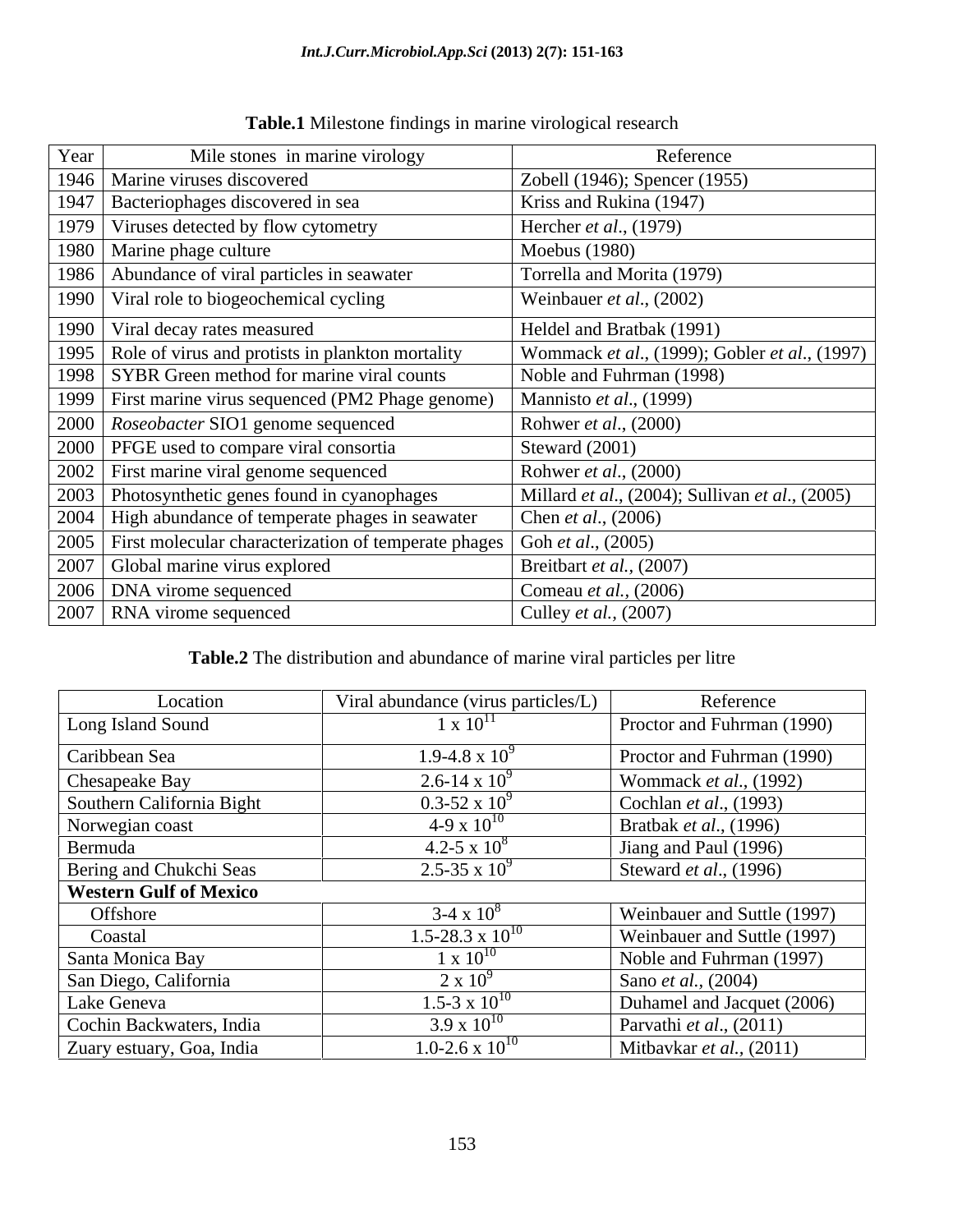**Table.1** Milestone findings in marine virological research

| Year | Mile stones in marine virology | Reference |
|---|---|---|
| 1946 | Marine viruses discovered | Zobell (1946); Spencer (1955) |
| 1947 | Bacteriophages discovered in sea | Kriss and Rukina (1947) |
| 1979 | Viruses detected by flow cytometry | Hercher *et al*., (1979) |
| 1980 | Marine phage culture | Moebus (1980) |
| 1986 | Abundance of viral particles in seawater | Torrella and Morita (1979) |
| 1990 | Viral role to biogeochemical cycling | Weinbauer *et al*., (2002) |
| 1990 | Viral decay rates measured | Heldel and Bratbak (1991) |
| 1995 | Role of virus and protists in plankton mortality | Wommack *et al*., (1999); Gobler *et al*., (1997) |
| 1998 | SYBR Green method for marine viral counts | Noble and Fuhrman (1998) |
| 1999 | First marine virus sequenced (PM2 Phage genome) | Mannisto *et al*., (1999) |
| 2000 | *Roseobacter* SIO1 genome sequenced | Rohwer *et al*., (2000) |
| 2000 | PFGE used to compare viral consortia | Steward (2001) |
| 2002 | First marine viral genome sequenced | Rohwer *et al*., (2000) |
| 2003 | Photosynthetic genes found in cyanophages | Millard *et al*., (2004); Sullivan *et al*., (2005) |
| 2004 | High abundance of temperate phages in seawater | Chen *et al*., (2006) |
| 2005 | First molecular characterization of temperate phages | Goh *et al*., (2005) |
| 2007 | Global marine virus explored | Breitbart *et al.*, (2007) |
| 2006 | DNA virome sequenced | Comeau *et al.*, (2006) |
| 2007 | RNA virome sequenced | Culley *et al.*, (2007) |

**Table.2** The distribution and abundance of marine viral particles per litre

| Location | Viral abundance (virus particles/L) | Reference |
|---|---|---|
| Long Island Sound | $1 \times 10^{11}$ | Proctor and Fuhrman (1990) |
| Caribbean Sea | $1.9\text{-}4.8 \times 10^{9}$ | Proctor and Fuhrman (1990) |
| Chesapeake Bay | $2.6\text{-}14 \times 10^{9}$ | Wommack *et al*., (1992) |
| Southern California Bight | $0.3\text{-}52 \times 10^{9}$ | Cochlan *et al*., (1993) |
| Norwegian coast | $4\text{-}9 \times 10^{10}$ | Bratbak *et al*., (1996) |
| Bermuda | $4.2\text{-}5 \times 10^{8}$ | Jiang and Paul (1996) |
| Bering and Chukchi Seas | $2.5\text{-}35 \times 10^{9}$ | Steward *et al*., (1996) |
| **Western Gulf of Mexico** | | |
| Offshore | $3\text{-}4 \times 10^{8}$ | Weinbauer and Suttle (1997) |
| Coastal | $1.5\text{-}28.3 \times 10^{10}$ | Weinbauer and Suttle (1997) |
| Santa Monica Bay | $1 \times 10^{10}$ | Noble and Fuhrman (1997) |
| San Diego, California | $2 \times 10^{9}$ | Sano *et al*., (2004) |
| Lake Geneva | $1.5\text{-}3 \times 10^{10}$ | Duhamel and Jacquet (2006) |
| Cochin Backwaters, India | $3.9 \times 10^{10}$ | Parvathi *et al*., (2011) |
| Zuary estuary, Goa, India | $1.0\text{-}2.6 \times 10^{10}$ | Mitbavkar *et al.*, (2011) |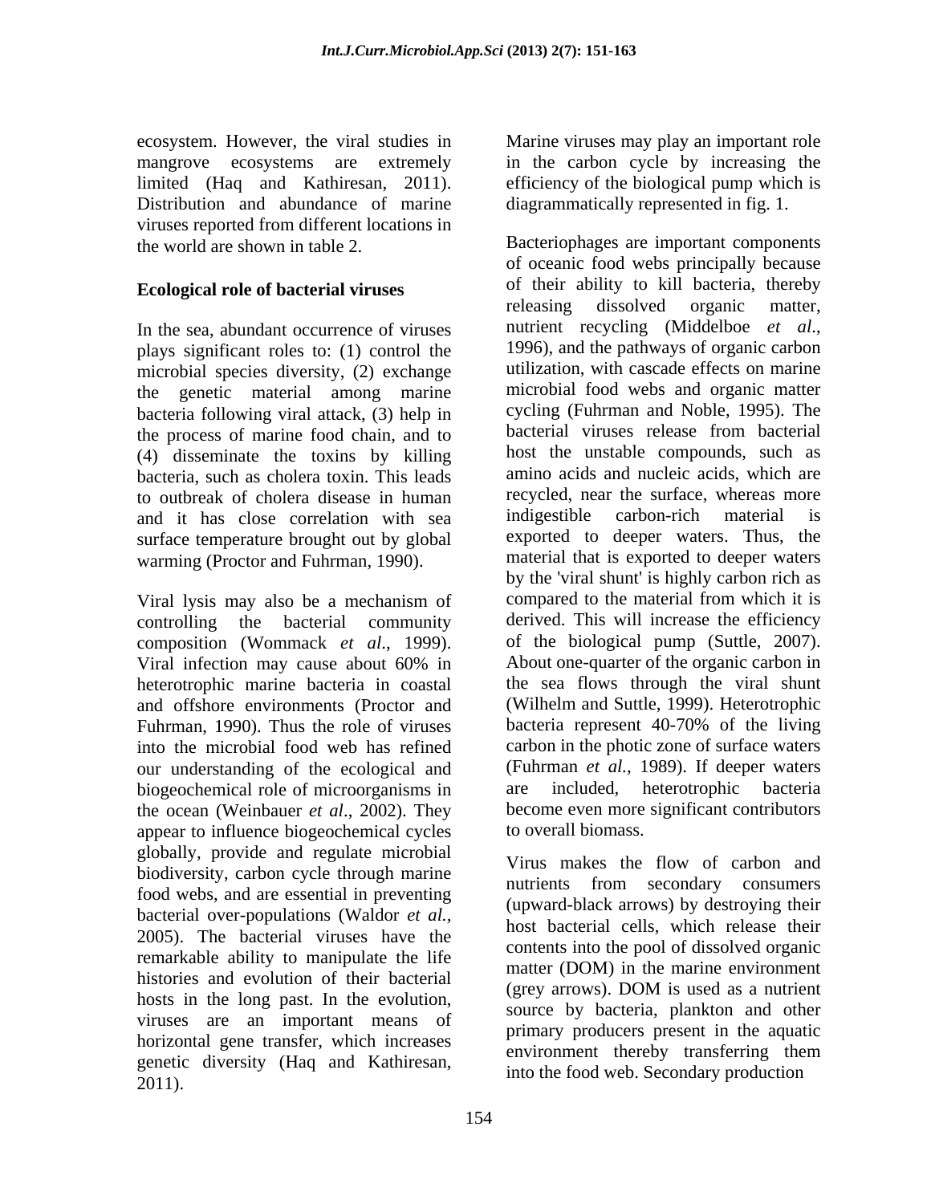ecosystem. However, the viral studies in mangrove ecosystems are extremely limited (Haq and Kathiresan, 2011). Distribution and abundance of marine viruses reported from different locations in the world are shown in table 2.

## Ecological role of bacterial viruses

In the sea, abundant occurrence of viruses plays significant roles to: (1) control the microbial species diversity, (2) exchange the genetic material among marine bacteria following viral attack, (3) help in the process of marine food chain, and to (4) disseminate the toxins by killing bacteria, such as cholera toxin. This leads to outbreak of cholera disease in human and it has close correlation with sea surface temperature brought out by global warming (Proctor and Fuhrman, 1990).

Viral lysis may also be a mechanism of controlling the bacterial community composition (Wommack *et al*., 1999). Viral infection may cause about 60% in heterotrophic marine bacteria in coastal and offshore environments (Proctor and Fuhrman, 1990). Thus the role of viruses into the microbial food web has refined our understanding of the ecological and biogeochemical role of microorganisms in the ocean (Weinbauer *et al*., 2002). They appear to influence biogeochemical cycles globally, provide and regulate microbial biodiversity, carbon cycle through marine food webs, and are essential in preventing bacterial over-populations (Waldor *et al.*, 2005). The bacterial viruses have the remarkable ability to manipulate the life histories and evolution of their bacterial hosts in the long past. In the evolution, viruses are an important means of horizontal gene transfer, which increases genetic diversity (Haq and Kathiresan, 2011).

Marine viruses may play an important role in the carbon cycle by increasing the efficiency of the biological pump which is diagrammatically represented in fig. 1.

Bacteriophages are important components of oceanic food webs principally because of their ability to kill bacteria, thereby releasing dissolved organic matter, nutrient recycling (Middelboe *et al*., 1996), and the pathways of organic carbon utilization, with cascade effects on marine microbial food webs and organic matter cycling (Fuhrman and Noble, 1995). The bacterial viruses release from bacterial host the unstable compounds, such as amino acids and nucleic acids, which are recycled, near the surface, whereas more indigestible carbon-rich material is exported to deeper waters. Thus, the material that is exported to deeper waters by the 'viral shunt' is highly carbon rich as compared to the material from which it is derived. This will increase the efficiency of the biological pump (Suttle, 2007). About one-quarter of the organic carbon in the sea flows through the viral shunt (Wilhelm and Suttle, 1999). Heterotrophic bacteria represent 40-70% of the living carbon in the photic zone of surface waters (Fuhrman *et al.*, 1989). If deeper waters are included, heterotrophic bacteria become even more significant contributors to overall biomass.

Virus makes the flow of carbon and nutrients from secondary consumers (upward-black arrows) by destroying their host bacterial cells, which release their contents into the pool of dissolved organic matter (DOM) in the marine environment (grey arrows). DOM is used as a nutrient source by bacteria, plankton and other primary producers present in the aquatic environment thereby transferring them into the food web. Secondary production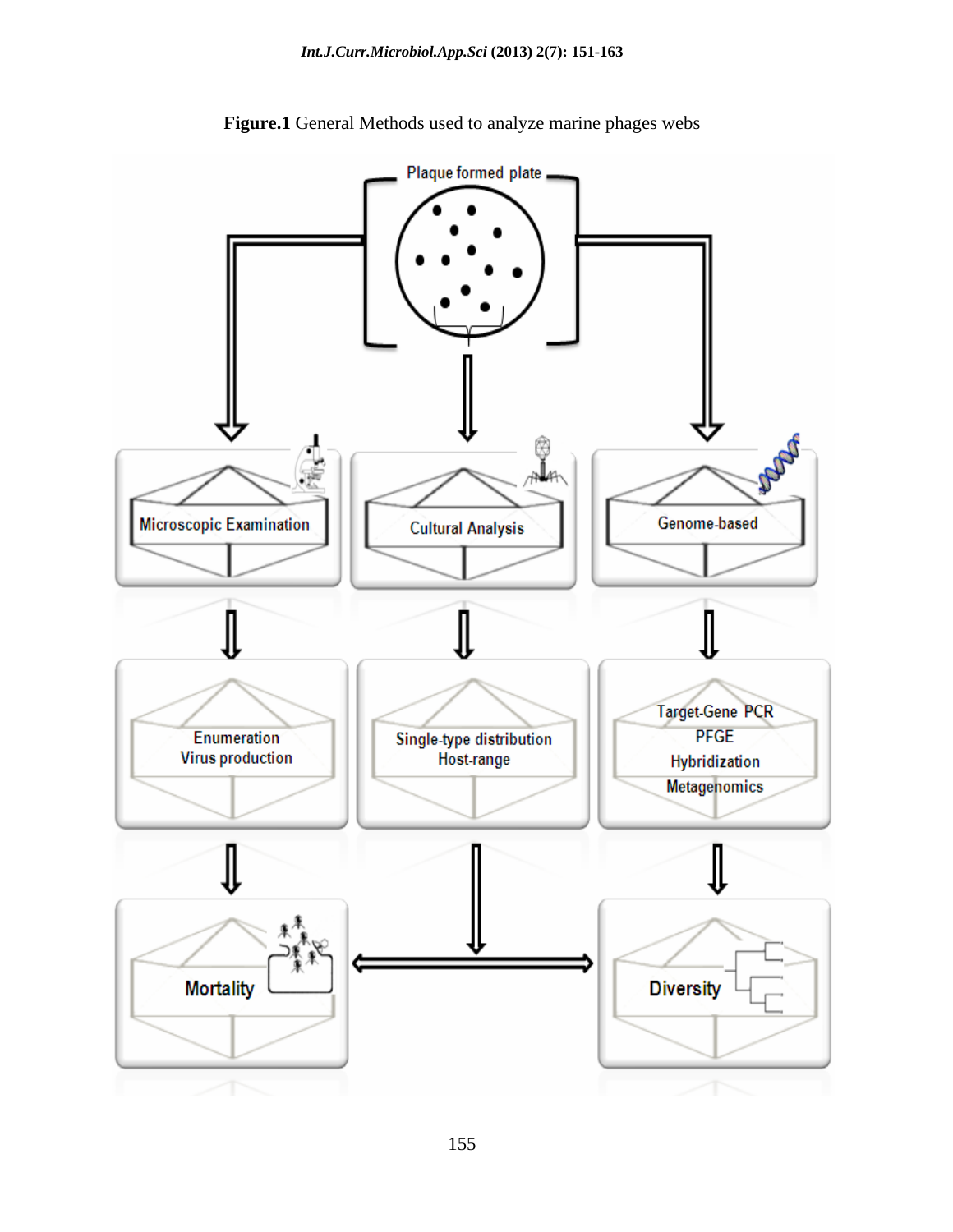**Figure.1** General Methods used to analyze marine phages webs

Plaque formed plate

Microscopic Examination

Cultural Analysis

Genome-based

Enumeration
Virus production

Single-type distribution
Host-range

Target-Gene PCR
PFGE
Hybridization
Metagenomics

Mortality

Diversity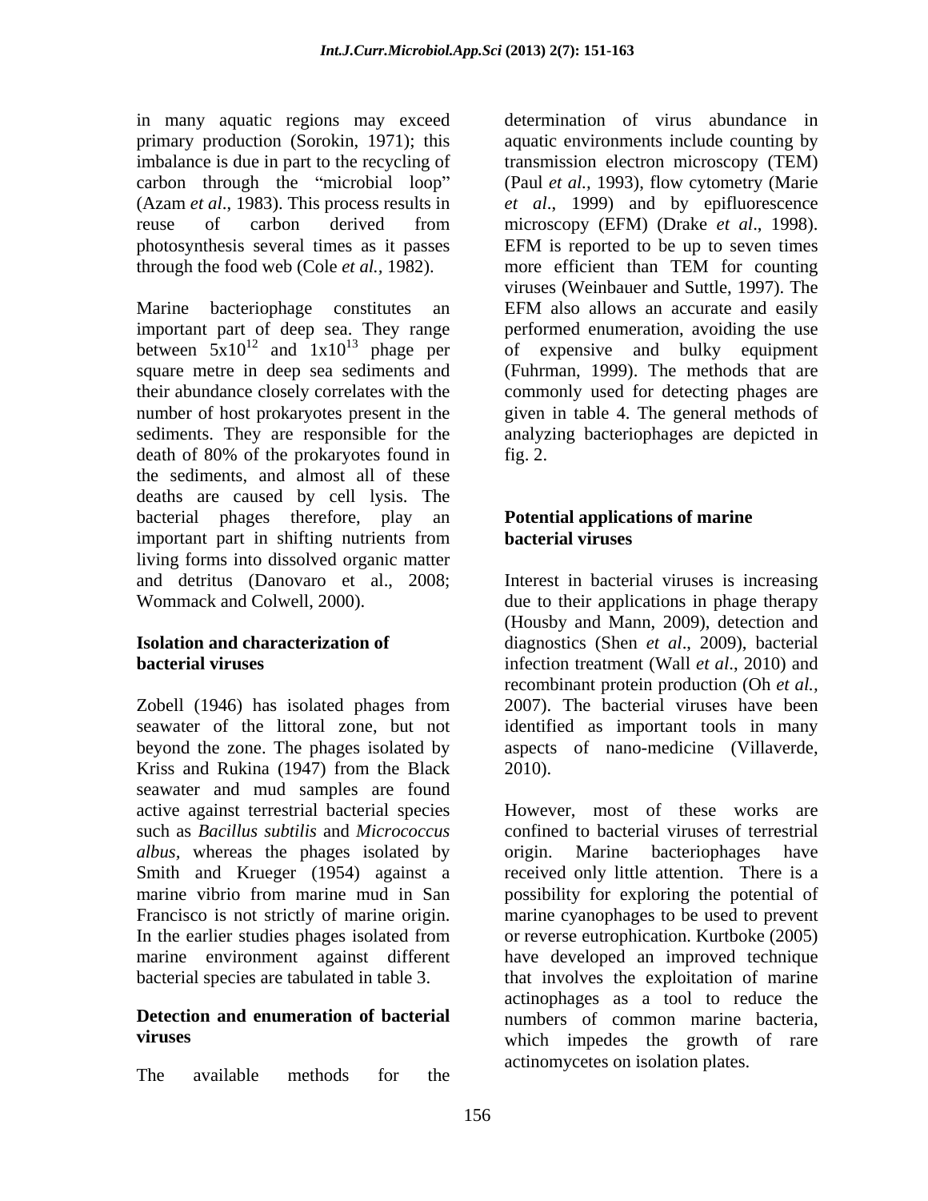in many aquatic regions may exceed primary production (Sorokin, 1971); this imbalance is due in part to the recycling of carbon through the "microbial loop" (Azam *et al*., 1983). This process results in reuse of carbon derived from photosynthesis several times as it passes through the food web (Cole *et al.*, 1982).

Marine bacteriophage constitutes an important part of deep sea. They range between $5x10^{12}$ and $1x10^{13}$ phage per square metre in deep sea sediments and their abundance closely correlates with the number of host prokaryotes present in the sediments. They are responsible for the death of 80% of the prokaryotes found in the sediments, and almost all of these deaths are caused by cell lysis. The bacterial phages therefore, play an important part in shifting nutrients from living forms into dissolved organic matter and detritus (Danovaro et al., 2008; Wommack and Colwell, 2000).

## Isolation and characterization of bacterial viruses

Zobell (1946) has isolated phages from seawater of the littoral zone, but not beyond the zone. The phages isolated by Kriss and Rukina (1947) from the Black seawater and mud samples are found active against terrestrial bacterial species such as *Bacillus subtilis* and *Micrococcus albus,* whereas the phages isolated by Smith and Krueger (1954) against a marine vibrio from marine mud in San Francisco is not strictly of marine origin. In the earlier studies phages isolated from marine environment against different bacterial species are tabulated in table 3.

## Detection and enumeration of bacterial viruses

The available methods for the determination of virus abundance in aquatic environments include counting by transmission electron microscopy (TEM) (Paul *et al.,* 1993), flow cytometry (Marie *et al*., 1999) and by epifluorescence microscopy (EFM) (Drake *et al*., 1998). EFM is reported to be up to seven times more efficient than TEM for counting viruses (Weinbauer and Suttle, 1997). The EFM also allows an accurate and easily performed enumeration, avoiding the use of expensive and bulky equipment (Fuhrman, 1999). The methods that are commonly used for detecting phages are given in table 4. The general methods of analyzing bacteriophages are depicted in fig. 2.

## Potential applications of marine bacterial viruses

Interest in bacterial viruses is increasing due to their applications in phage therapy (Housby and Mann, 2009), detection and diagnostics (Shen *et al*., 2009), bacterial infection treatment (Wall *et al*., 2010) and recombinant protein production (Oh *et al.,* 2007). The bacterial viruses have been identified as important tools in many aspects of nano-medicine (Villaverde, 2010).

However, most of these works are confined to bacterial viruses of terrestrial origin. Marine bacteriophages have received only little attention. There is a possibility for exploring the potential of marine cyanophages to be used to prevent or reverse eutrophication. Kurtboke (2005) have developed an improved technique that involves the exploitation of marine actinophages as a tool to reduce the numbers of common marine bacteria, which impedes the growth of rare actinomycetes on isolation plates.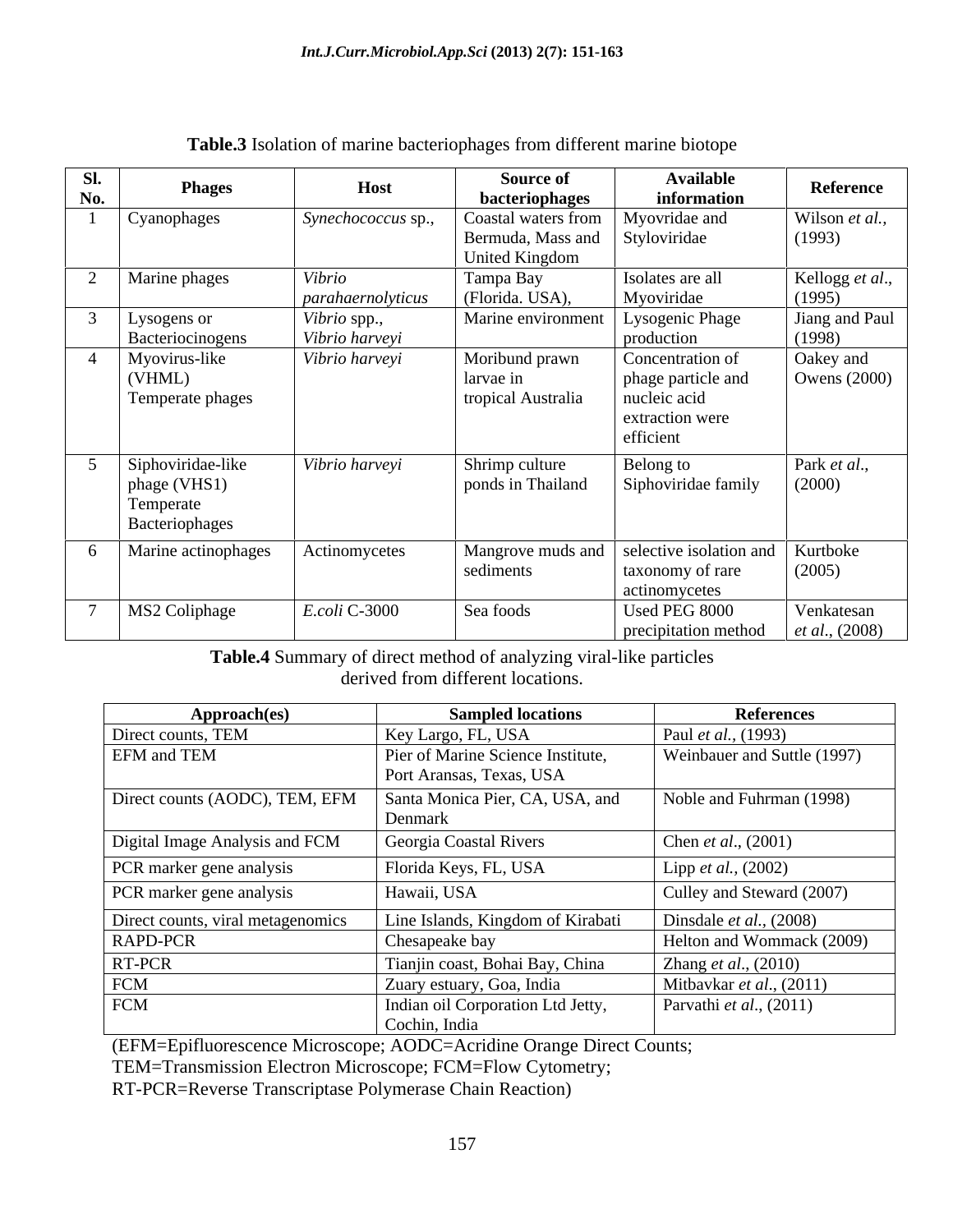**Table.3** Isolation of marine bacteriophages from different marine biotope

| Sl. No. | Phages | Host | Source of bacteriophages | Available information | Reference |
|---|---|---|---|---|---|
| 1 | Cyanophages | *Synechococcus* sp., | Coastal waters from Bermuda, Mass and United Kingdom | Myovridae and Styloviridae | Wilson *et al.*, (1993) |
| 2 | Marine phages | *Vibrio parahaernolyticus* | Tampa Bay (Florida. USA), | Isolates are all Myoviridae | Kellogg *et al*., (1995) |
| 3 | Lysogens or Bacteriocinogens | *Vibrio* spp., *Vibrio harveyi* | Marine environment | Lysogenic Phage production | Jiang and Paul (1998) |
| 4 | Myovirus-like (VHML) Temperate phages | *Vibrio harveyi* | Moribund prawn larvae in tropical Australia | Concentration of phage particle and nucleic acid extraction were efficient | Oakey and Owens (2000) |
| 5 | Siphoviridae-like phage (VHS1) Temperate Bacteriophages | *Vibrio harveyi* | Shrimp culture ponds in Thailand | Belong to Siphoviridae family | Park *et al*., (2000) |
| 6 | Marine actinophages | Actinomycetes | Mangrove muds and sediments | selective isolation and taxonomy of rare actinomycetes | Kurtboke (2005) |
| 7 | MS2 Coliphage | *E.coli* C-3000 | Sea foods | Used PEG 8000 precipitation method | Venkatesan *et al*., (2008) |

**Table.4** Summary of direct method of analyzing viral-like particles derived from different locations.

| Approach(es) | Sampled locations | References |
|---|---|---|
| Direct counts, TEM | Key Largo, FL, USA | Paul *et al.*, (1993) |
| EFM and TEM | Pier of Marine Science Institute, Port Aransas, Texas, USA | Weinbauer and Suttle (1997) |
| Direct counts (AODC), TEM, EFM | Santa Monica Pier, CA, USA, and Denmark | Noble and Fuhrman (1998) |
| Digital Image Analysis and FCM | Georgia Coastal Rivers | Chen *et al*., (2001) |
| PCR marker gene analysis | Florida Keys, FL, USA | Lipp *et al.*, (2002) |
| PCR marker gene analysis | Hawaii, USA | Culley and Steward (2007) |
| Direct counts, viral metagenomics | Line Islands, Kingdom of Kirabati | Dinsdale *et al.*, (2008) |
| RAPD-PCR | Chesapeake bay | Helton and Wommack (2009) |
| RT-PCR | Tianjin coast, Bohai Bay, China | Zhang *et al*., (2010) |
| FCM | Zuary estuary, Goa, India | Mitbavkar *et al*., (2011) |
| FCM | Indian oil Corporation Ltd Jetty, Cochin, India | Parvathi *et al*., (2011) |

(EFM=Epifluorescence Microscope; AODC=Acridine Orange Direct Counts; TEM=Transmission Electron Microscope; FCM=Flow Cytometry; RT-PCR=Reverse Transcriptase Polymerase Chain Reaction)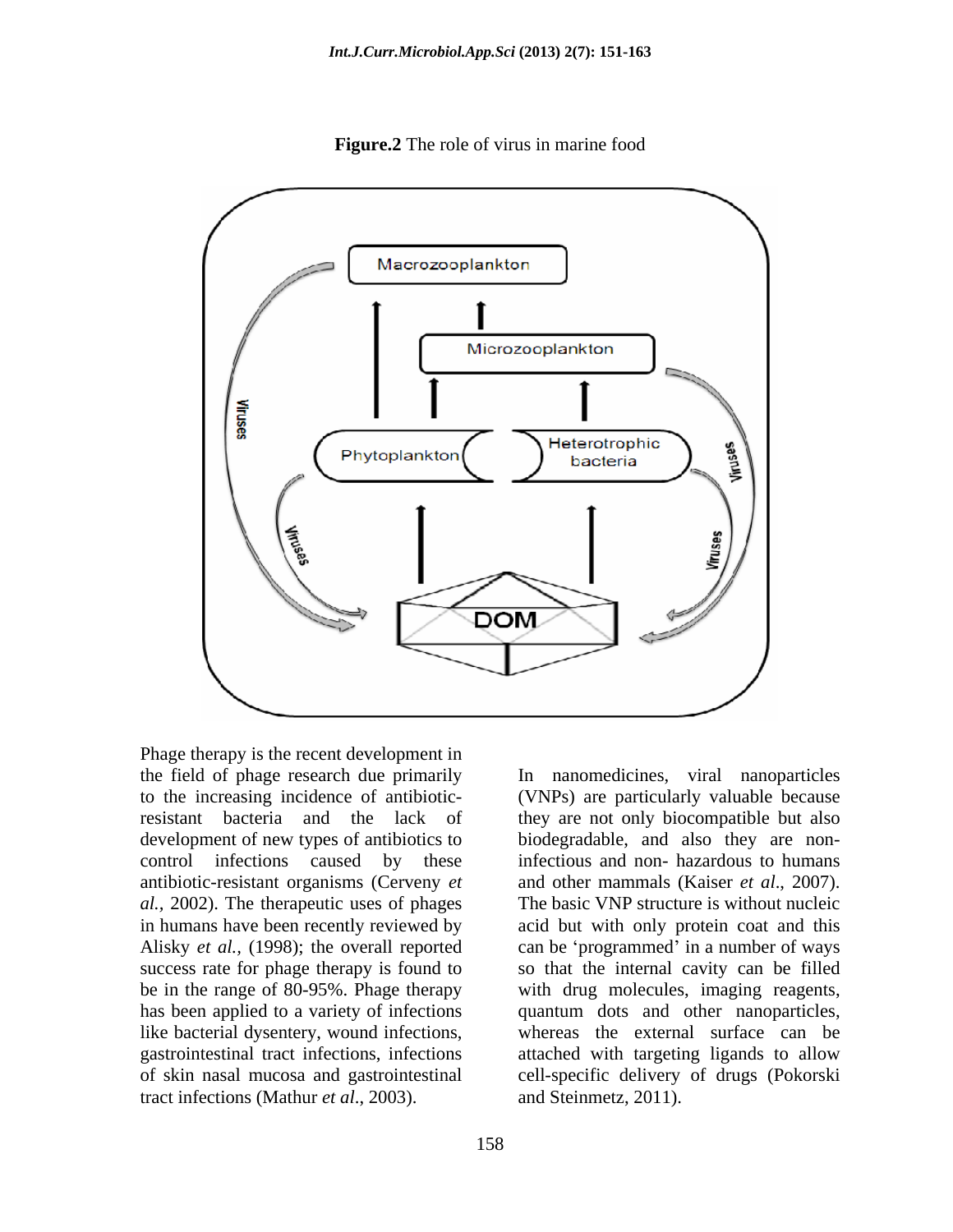**Figure.2** The role of virus in marine food

Phage therapy is the recent development in the field of phage research due primarily to the increasing incidence of antibiotic-resistant bacteria and the lack of development of new types of antibiotics to control infections caused by these antibiotic-resistant organisms (Cerveny *et al.,* 2002). The therapeutic uses of phages in humans have been recently reviewed by Alisky *et al.,* (1998); the overall reported success rate for phage therapy is found to be in the range of 80-95%. Phage therapy has been applied to a variety of infections like bacterial dysentery, wound infections, gastrointestinal tract infections, infections of skin nasal mucosa and gastrointestinal tract infections (Mathur *et al*., 2003).

In nanomedicines, viral nanoparticles (VNPs) are particularly valuable because they are not only biocompatible but also biodegradable, and also they are non-infectious and non- hazardous to humans and other mammals (Kaiser *et al*., 2007). The basic VNP structure is without nucleic acid but with only protein coat and this can be 'programmed' in a number of ways so that the internal cavity can be filled with drug molecules, imaging reagents, quantum dots and other nanoparticles, whereas the external surface can be attached with targeting ligands to allow cell-specific delivery of drugs (Pokorski and Steinmetz, 2011).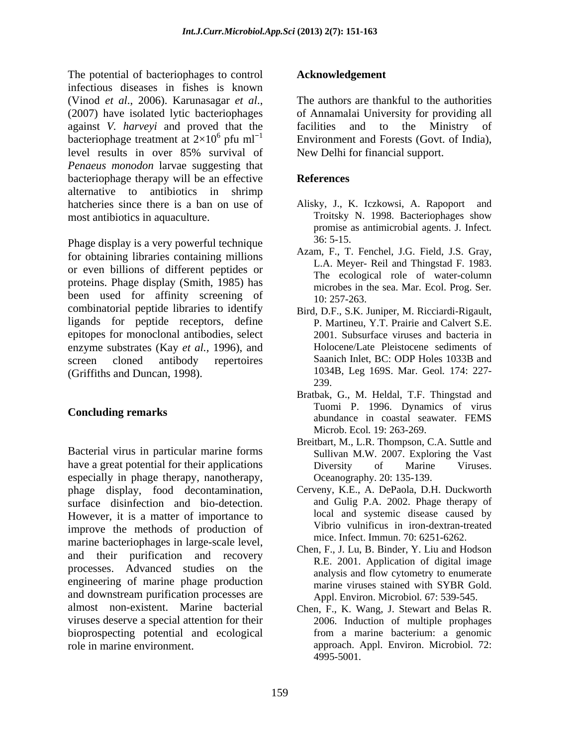The potential of bacteriophages to control infectious diseases in fishes is known (Vinod *et al*., 2006). Karunasagar *et al*., (2007) have isolated lytic bacteriophages against *V. harveyi* and proved that the bacteriophage treatment at $2{\times}10^6$ pfu ml$^{-1}$ level results in over 85% survival of *Penaeus monodon* larvae suggesting that bacteriophage therapy will be an effective alternative to antibiotics in shrimp hatcheries since there is a ban on use of most antibiotics in aquaculture.

Phage display is a very powerful technique for obtaining libraries containing millions or even billions of different peptides or proteins. Phage display (Smith, 1985) has been used for affinity screening of combinatorial peptide libraries to identify ligands for peptide receptors, define epitopes for monoclonal antibodies, select enzyme substrates (Kay *et al.*, 1996), and screen cloned antibody repertoires (Griffiths and Duncan, 1998).

## Concluding remarks

Bacterial virus in particular marine forms have a great potential for their applications especially in phage therapy, nanotherapy, phage display, food decontamination, surface disinfection and bio-detection. However, it is a matter of importance to improve the methods of production of marine bacteriophages in large-scale level, and their purification and recovery processes. Advanced studies on the engineering of marine phage production and downstream purification processes are almost non-existent. Marine bacterial viruses deserve a special attention for their bioprospecting potential and ecological role in marine environment.

## Acknowledgement

The authors are thankful to the authorities of Annamalai University for providing all facilities and to the Ministry of Environment and Forests (Govt. of India), New Delhi for financial support.

## References

Alisky, J., K. Iczkowsi, A. Rapoport and Troitsky N. 1998. Bacteriophages show promise as antimicrobial agents. J. Infect. 36: 5-15.

Azam, F., T. Fenchel, J.G. Field, J.S. Gray, L.A. Meyer- Reil and Thingstad F. 1983. The ecological role of water-column microbes in the sea. Mar. Ecol. Prog. Ser. 10: 257-263.

Bird, D.F., S.K. Juniper, M. Ricciardi-Rigault, P. Martineu, Y.T. Prairie and Calvert S.E. 2001. Subsurface viruses and bacteria in Holocene/Late Pleistocene sediments of Saanich Inlet, BC: ODP Holes 1033B and 1034B, Leg 169S. Mar. Geol. 174: 227-239.

Bratbak, G., M. Heldal, T.F. Thingstad and Tuomi P. 1996. Dynamics of virus abundance in coastal seawater. FEMS Microb. Ecol. 19: 263-269.

Breitbart, M., L.R. Thompson, C.A. Suttle and Sullivan M.W. 2007. Exploring the Vast Diversity of Marine Viruses. Oceanography. 20: 135-139.

Cerveny, K.E., A. DePaola, D.H. Duckworth and Gulig P.A. 2002. Phage therapy of local and systemic disease caused by Vibrio vulnificus in iron-dextran-treated mice. Infect. Immun. 70: 6251-6262.

Chen, F., J. Lu, B. Binder, Y. Liu and Hodson R.E. 2001. Application of digital image analysis and flow cytometry to enumerate marine viruses stained with SYBR Gold. Appl. Environ. Microbiol. 67: 539-545.

Chen, F., K. Wang, J. Stewart and Belas R. 2006. Induction of multiple prophages from a marine bacterium: a genomic approach. Appl. Environ. Microbiol. 72: 4995-5001.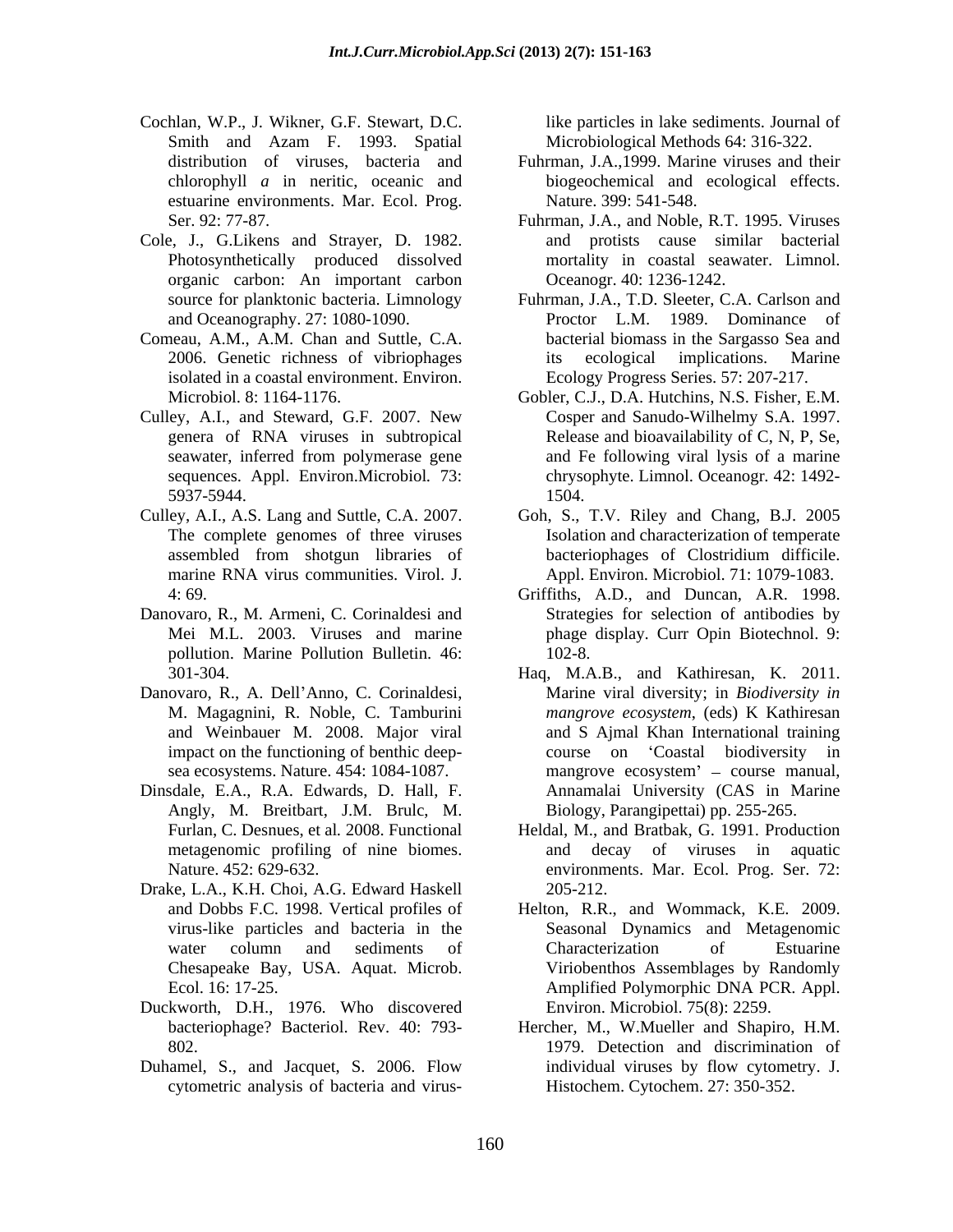Cochlan, W.P., J. Wikner, G.F. Stewart, D.C. Smith and Azam F. 1993. Spatial distribution of viruses, bacteria and chlorophyll *a* in neritic, oceanic and estuarine environments. Mar. Ecol. Prog. Ser. 92: 77-87.

Cole, J., G.Likens and Strayer, D. 1982. Photosynthetically produced dissolved organic carbon: An important carbon source for planktonic bacteria. Limnology and Oceanography. 27: 1080-1090.

Comeau, A.M., A.M. Chan and Suttle, C.A. 2006. Genetic richness of vibriophages isolated in a coastal environment. Environ. Microbiol. 8: 1164-1176.

Culley, A.I., and Steward, G.F. 2007. New genera of RNA viruses in subtropical seawater, inferred from polymerase gene sequences. Appl. Environ.Microbiol. 73: 5937-5944.

Culley, A.I., A.S. Lang and Suttle, C.A. 2007. The complete genomes of three viruses assembled from shotgun libraries of marine RNA virus communities. Virol. J. 4: 69.

Danovaro, R., M. Armeni, C. Corinaldesi and Mei M.L. 2003. Viruses and marine pollution. Marine Pollution Bulletin. 46: 301-304.

Danovaro, R., A. Dell'Anno, C. Corinaldesi, M. Magagnini, R. Noble, C. Tamburini and Weinbauer M. 2008. Major viral impact on the functioning of benthic deep-sea ecosystems. Nature. 454: 1084-1087.

Dinsdale, E.A., R.A. Edwards, D. Hall, F. Angly, M. Breitbart, J.M. Brulc, M. Furlan, C. Desnues, et al*.* 2008. Functional metagenomic profiling of nine biomes. Nature. 452: 629-632.

Drake, L.A., K.H. Choi, A.G. Edward Haskell and Dobbs F.C. 1998. Vertical profiles of virus-like particles and bacteria in the water column and sediments of Chesapeake Bay, USA. Aquat. Microb. Ecol. 16: 17-25.

Duckworth, D.H., 1976. Who discovered bacteriophage? Bacteriol. Rev. 40: 793-802.

Duhamel, S., and Jacquet, S. 2006. Flow cytometric analysis of bacteria and virus-like particles in lake sediments. Journal of Microbiological Methods 64: 316-322.

Fuhrman, J.A.,1999. Marine viruses and their biogeochemical and ecological effects. Nature. 399: 541-548.

Fuhrman, J.A., and Noble, R.T. 1995. Viruses and protists cause similar bacterial mortality in coastal seawater. Limnol. Oceanogr. 40: 1236-1242.

Fuhrman, J.A., T.D. Sleeter, C.A. Carlson and Proctor L.M. 1989. Dominance of bacterial biomass in the Sargasso Sea and its ecological implications. Marine Ecology Progress Series. 57: 207-217.

Gobler, C.J., D.A. Hutchins, N.S. Fisher, E.M. Cosper and Sanudo-Wilhelmy S.A. 1997. Release and bioavailability of C, N, P, Se, and Fe following viral lysis of a marine chrysophyte. Limnol. Oceanogr. 42: 1492-1504.

Goh, S., T.V. Riley and Chang, B.J. 2005 Isolation and characterization of temperate bacteriophages of Clostridium difficile. Appl. Environ. Microbiol. 71: 1079-1083.

Griffiths, A.D., and Duncan, A.R. 1998. Strategies for selection of antibodies by phage display. Curr Opin Biotechnol. 9: 102-8.

Haq, M.A.B., and Kathiresan, K. 2011. Marine viral diversity; in *Biodiversity in mangrove ecosystem*, (eds) K Kathiresan and S Ajmal Khan International training course on 'Coastal biodiversity in mangrove ecosystem' – course manual, Annamalai University (CAS in Marine Biology, Parangipettai) pp. 255-265.

Heldal, M., and Bratbak, G. 1991. Production and decay of viruses in aquatic environments. Mar. Ecol. Prog. Ser. 72: 205-212.

Helton, R.R., and Wommack, K.E. 2009. Seasonal Dynamics and Metagenomic Characterization of Estuarine Viriobenthos Assemblages by Randomly Amplified Polymorphic DNA PCR. Appl. Environ. Microbiol. 75(8): 2259.

Hercher, M., W.Mueller and Shapiro, H.M. 1979. Detection and discrimination of individual viruses by flow cytometry. J. Histochem. Cytochem. 27: 350-352.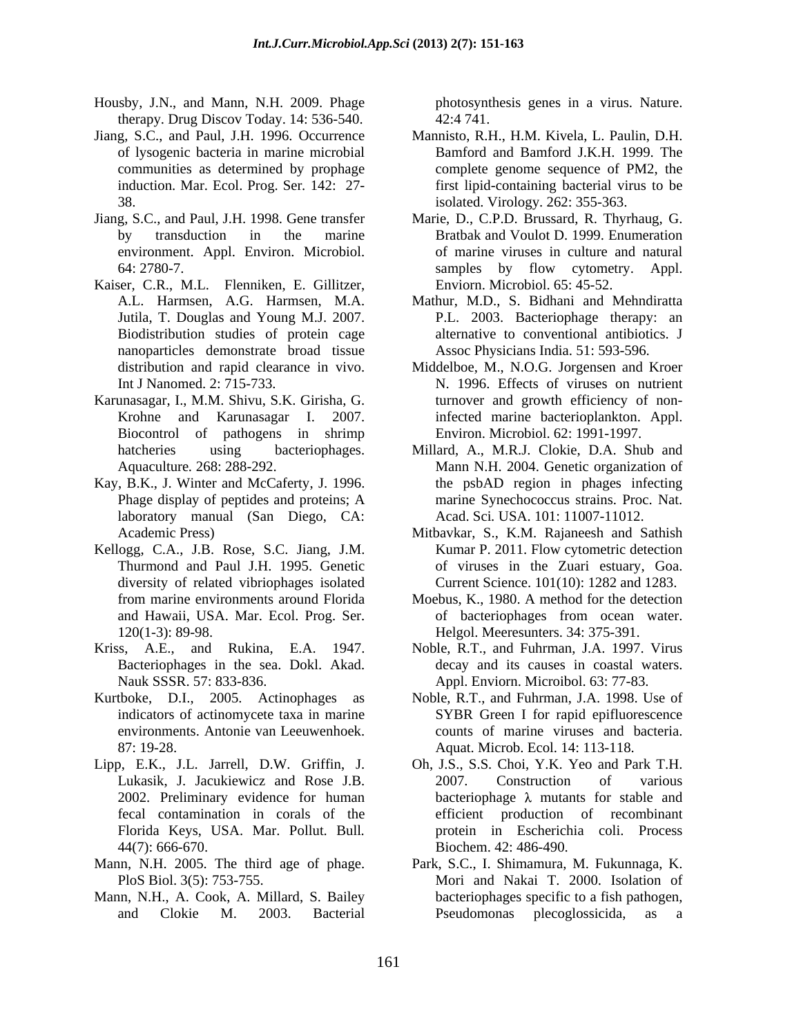Housby, J.N., and Mann, N.H. 2009. Phage therapy. Drug Discov Today. 14: 536-540.

Jiang, S.C., and Paul, J.H. 1996. Occurrence of lysogenic bacteria in marine microbial communities as determined by prophage induction. Mar. Ecol. Prog. Ser. 142: 27-38.

Jiang, S.C., and Paul, J.H. 1998. Gene transfer by transduction in the marine environment. Appl. Environ. Microbiol. 64: 2780-7.

Kaiser, C.R., M.L. Flenniken, E. Gillitzer, A.L. Harmsen, A.G. Harmsen, M.A. Jutila, T. Douglas and Young M.J. 2007. Biodistribution studies of protein cage nanoparticles demonstrate broad tissue distribution and rapid clearance in vivo. Int J Nanomed. 2: 715-733.

Karunasagar, I., M.M. Shivu, S.K. Girisha, G. Krohne and Karunasagar I. 2007. Biocontrol of pathogens in shrimp hatcheries using bacteriophages. Aquaculture. 268: 288-292.

Kay, B.K., J. Winter and McCaferty, J. 1996. Phage display of peptides and proteins; A laboratory manual (San Diego, CA: Academic Press)

Kellogg, C.A., J.B. Rose, S.C. Jiang, J.M. Thurmond and Paul J.H. 1995. Genetic diversity of related vibriophages isolated from marine environments around Florida and Hawaii, USA. Mar. Ecol. Prog. Ser. 120(1-3): 89-98.

Kriss, A.E., and Rukina, E.A. 1947. Bacteriophages in the sea. Dokl. Akad. Nauk SSSR. 57: 833-836.

Kurtboke, D.I., 2005. Actinophages as indicators of actinomycete taxa in marine environments. Antonie van Leeuwenhoek. 87: 19-28.

Lipp, E.K., J.L. Jarrell, D.W. Griffin, J. Lukasik, J. Jacukiewicz and Rose J.B. 2002. Preliminary evidence for human fecal contamination in corals of the Florida Keys, USA. Mar. Pollut. Bull. 44(7): 666-670.

Mann, N.H. 2005. The third age of phage. PloS Biol. 3(5): 753-755.

Mann, N.H., A. Cook, A. Millard, S. Bailey and Clokie M. 2003. Bacterial photosynthesis genes in a virus. Nature. 42:4 741.

Mannisto, R.H., H.M. Kivela, L. Paulin, D.H. Bamford and Bamford J.K.H. 1999. The complete genome sequence of PM2, the first lipid-containing bacterial virus to be isolated. Virology. 262: 355-363.

Marie, D., C.P.D. Brussard, R. Thyrhaug, G. Bratbak and Voulot D. 1999. Enumeration of marine viruses in culture and natural samples by flow cytometry. Appl. Enviorn. Microbiol. 65: 45-52.

Mathur, M.D., S. Bidhani and Mehndiratta P.L. 2003. Bacteriophage therapy: an alternative to conventional antibiotics. J Assoc Physicians India. 51: 593-596.

Middelboe, M., N.O.G. Jorgensen and Kroer N. 1996. Effects of viruses on nutrient turnover and growth efficiency of non-infected marine bacterioplankton. Appl. Environ. Microbiol. 62: 1991-1997.

Millard, A., M.R.J. Clokie, D.A. Shub and Mann N.H. 2004. Genetic organization of the psbAD region in phages infecting marine Synechococcus strains. Proc. Nat. Acad. Sci. USA. 101: 11007-11012.

Mitbavkar, S., K.M. Rajaneesh and Sathish Kumar P. 2011. Flow cytometric detection of viruses in the Zuari estuary, Goa. Current Science. 101(10): 1282 and 1283.

Moebus, K., 1980. A method for the detection of bacteriophages from ocean water. Helgol. Meeresunters. 34: 375-391.

Noble, R.T., and Fuhrman, J.A. 1997. Virus decay and its causes in coastal waters. Appl. Enviorn. Microibol. 63: 77-83.

Noble, R.T., and Fuhrman, J.A. 1998. Use of SYBR Green I for rapid epifluorescence counts of marine viruses and bacteria. Aquat. Microb. Ecol. 14: 113-118.

Oh, J.S., S.S. Choi, Y.K. Yeo and Park T.H. 2007. Construction of various bacteriophage $\lambda$ mutants for stable and efficient production of recombinant protein in Escherichia coli. Process Biochem. 42: 486-490.

Park, S.C., I. Shimamura, M. Fukunnaga, K. Mori and Nakai T. 2000. Isolation of bacteriophages specific to a fish pathogen, Pseudomonas plecoglossicida, as a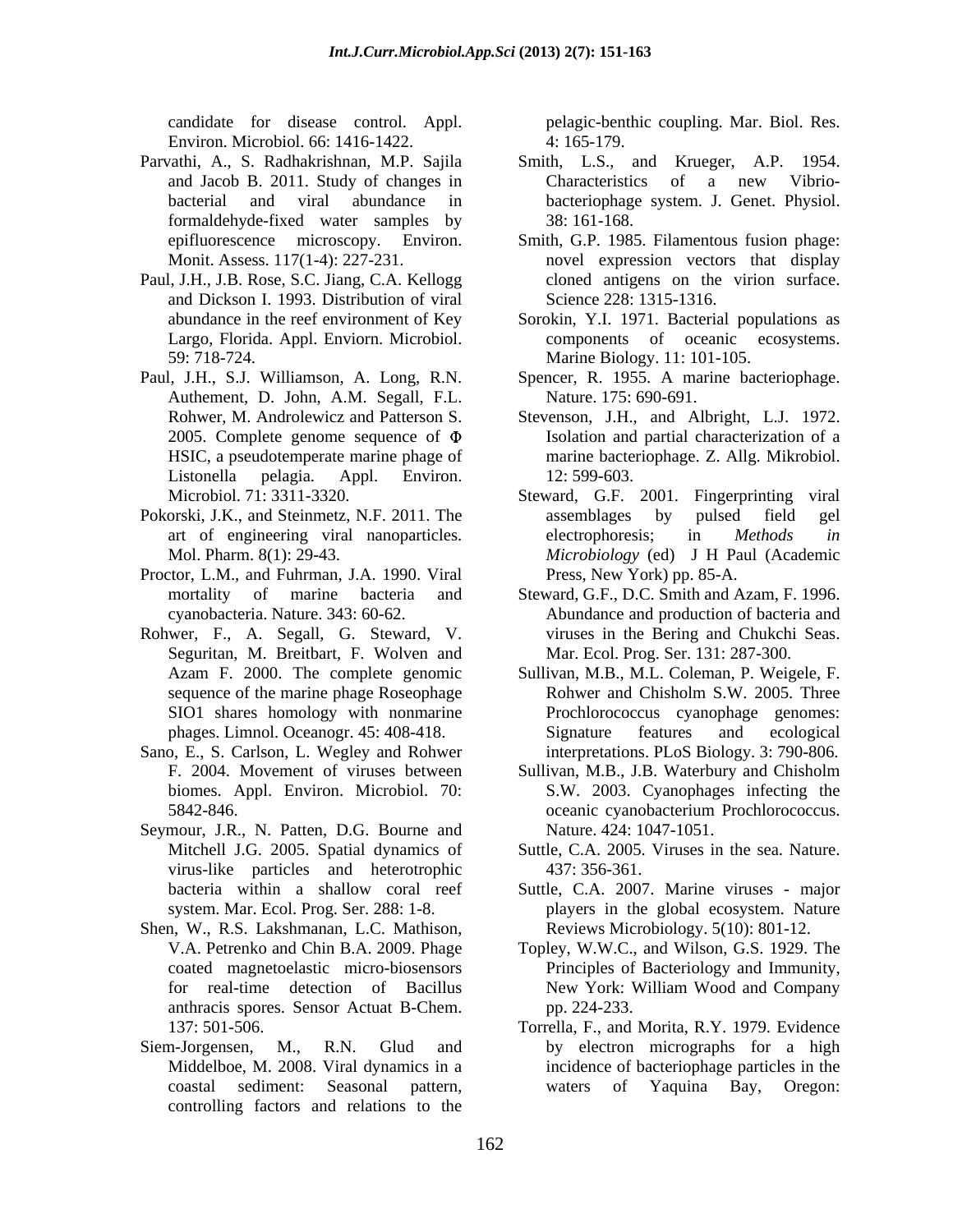candidate for disease control. Appl. Environ. Microbiol. 66: 1416-1422.

Parvathi, A., S. Radhakrishnan, M.P. Sajila and Jacob B. 2011. Study of changes in bacterial and viral abundance in formaldehyde-fixed water samples by epifluorescence microscopy. Environ. Monit. Assess. 117(1-4): 227-231.

Paul, J.H., J.B. Rose, S.C. Jiang, C.A. Kellogg and Dickson I. 1993. Distribution of viral abundance in the reef environment of Key Largo, Florida. Appl. Enviorn. Microbiol. 59: 718-724.

Paul, J.H., S.J. Williamson, A. Long, R.N. Authement, D. John, A.M. Segall, F.L. Rohwer, M. Androlewicz and Patterson S. 2005. Complete genome sequence of Φ HSIC, a pseudotemperate marine phage of Listonella pelagia. Appl. Environ. Microbiol. 71: 3311-3320.

Pokorski, J.K., and Steinmetz, N.F. 2011. The art of engineering viral nanoparticles. Mol. Pharm. 8(1): 29-43.

Proctor, L.M., and Fuhrman, J.A. 1990. Viral mortality of marine bacteria and cyanobacteria. Nature. 343: 60-62.

Rohwer, F., A. Segall, G. Steward, V. Seguritan, M. Breitbart, F. Wolven and Azam F. 2000. The complete genomic sequence of the marine phage Roseophage SIO1 shares homology with nonmarine phages. Limnol. Oceanogr. 45: 408-418.

Sano, E., S. Carlson, L. Wegley and Rohwer F. 2004. Movement of viruses between biomes. Appl. Environ. Microbiol. 70: 5842-846.

Seymour, J.R., N. Patten, D.G. Bourne and Mitchell J.G. 2005. Spatial dynamics of virus-like particles and heterotrophic bacteria within a shallow coral reef system. Mar. Ecol. Prog. Ser. 288: 1-8.

Shen, W., R.S. Lakshmanan, L.C. Mathison, V.A. Petrenko and Chin B.A. 2009. Phage coated magnetoelastic micro-biosensors for real-time detection of Bacillus anthracis spores. Sensor Actuat B-Chem. 137: 501-506.

Siem-Jorgensen, M., R.N. Glud and Middelboe, M. 2008. Viral dynamics in a coastal sediment: Seasonal pattern, controlling factors and relations to the pelagic-benthic coupling. Mar. Biol. Res. 4: 165-179.

Smith, L.S., and Krueger, A.P. 1954. Characteristics of a new Vibrio-bacteriophage system. J. Genet. Physiol. 38: 161-168.

Smith, G.P. 1985. Filamentous fusion phage: novel expression vectors that display cloned antigens on the virion surface. Science 228: 1315-1316.

Sorokin, Y.I. 1971. Bacterial populations as components of oceanic ecosystems. Marine Biology. 11: 101-105.

Spencer, R. 1955. A marine bacteriophage. Nature. 175: 690-691.

Stevenson, J.H., and Albright, L.J. 1972. Isolation and partial characterization of a marine bacteriophage. Z. Allg. Mikrobiol. 12: 599-603.

Steward, G.F. 2001. Fingerprinting viral assemblages by pulsed field gel electrophoresis; in *Methods in Microbiology* (ed) J H Paul (Academic Press, New York) pp. 85-A.

Steward, G.F., D.C. Smith and Azam, F. 1996. Abundance and production of bacteria and viruses in the Bering and Chukchi Seas. Mar. Ecol. Prog. Ser. 131: 287-300.

Sullivan, M.B., M.L. Coleman, P. Weigele, F. Rohwer and Chisholm S.W. 2005. Three Prochlorococcus cyanophage genomes: Signature features and ecological interpretations. PLoS Biology. 3: 790-806.

Sullivan, M.B., J.B. Waterbury and Chisholm S.W. 2003. Cyanophages infecting the oceanic cyanobacterium Prochlorococcus. Nature. 424: 1047-1051.

Suttle, C.A. 2005. Viruses in the sea. Nature. 437: 356-361.

Suttle, C.A. 2007. Marine viruses - major players in the global ecosystem. Nature Reviews Microbiology. 5(10): 801-12.

Topley, W.W.C., and Wilson, G.S. 1929. The Principles of Bacteriology and Immunity, New York: William Wood and Company pp. 224-233.

Torrella, F., and Morita, R.Y. 1979. Evidence by electron micrographs for a high incidence of bacteriophage particles in the waters of Yaquina Bay, Oregon: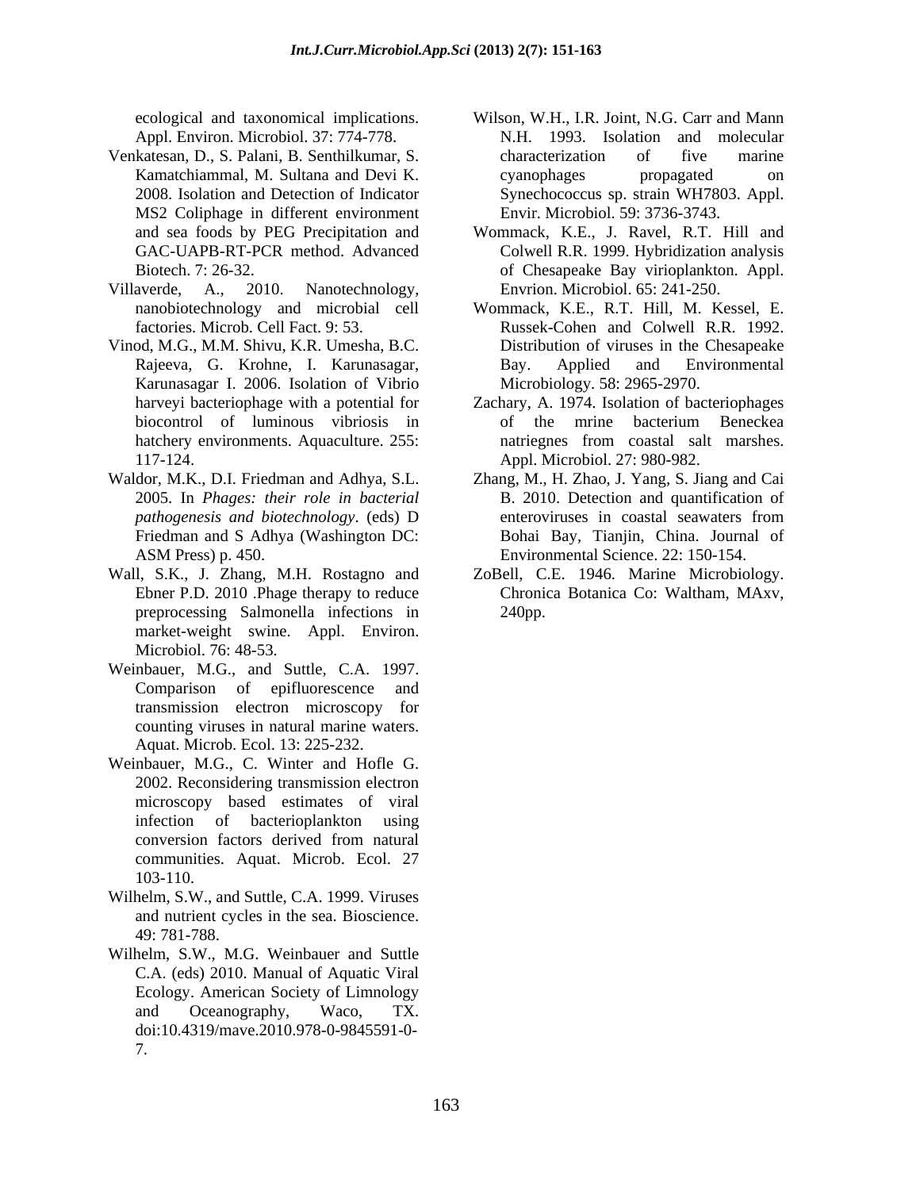ecological and taxonomical implications. Appl. Environ. Microbiol. 37: 774-778.

Venkatesan, D., S. Palani, B. Senthilkumar, S. Kamatchiammal, M. Sultana and Devi K. 2008. Isolation and Detection of Indicator MS2 Coliphage in different environment and sea foods by PEG Precipitation and GAC-UAPB-RT-PCR method. Advanced Biotech. 7: 26-32.

Villaverde, A., 2010. Nanotechnology, nanobiotechnology and microbial cell factories. Microb. Cell Fact. 9: 53.

Vinod, M.G., M.M. Shivu, K.R. Umesha, B.C. Rajeeva, G. Krohne, I. Karunasagar, Karunasagar I. 2006. Isolation of Vibrio harveyi bacteriophage with a potential for biocontrol of luminous vibriosis in hatchery environments. Aquaculture. 255: 117-124.

Waldor, M.K., D.I. Friedman and Adhya, S.L. 2005. In *Phages: their role in bacterial pathogenesis and biotechnology*. (eds) D Friedman and S Adhya (Washington DC: ASM Press) p. 450.

Wall, S.K., J. Zhang, M.H. Rostagno and Ebner P.D. 2010 .Phage therapy to reduce preprocessing Salmonella infections in market-weight swine. Appl. Environ. Microbiol. 76: 48-53.

Weinbauer, M.G., and Suttle, C.A. 1997. Comparison of epifluorescence and transmission electron microscopy for counting viruses in natural marine waters. Aquat. Microb. Ecol. 13: 225-232.

Weinbauer, M.G., C. Winter and Hofle G. 2002. Reconsidering transmission electron microscopy based estimates of viral infection of bacterioplankton using conversion factors derived from natural communities. Aquat. Microb. Ecol. 27 103-110.

Wilhelm, S.W., and Suttle, C.A. 1999. Viruses and nutrient cycles in the sea. Bioscience. 49: 781-788.

Wilhelm, S.W., M.G. Weinbauer and Suttle C.A. (eds) 2010. Manual of Aquatic Viral Ecology. American Society of Limnology and Oceanography, Waco, TX. doi:10.4319/mave.2010.978-0-9845591-0-7.

Wilson, W.H., I.R. Joint, N.G. Carr and Mann N.H. 1993. Isolation and molecular characterization of five marine cyanophages propagated on Synechococcus sp. strain WH7803. Appl. Envir. Microbiol. 59: 3736-3743.

Wommack, K.E., J. Ravel, R.T. Hill and Colwell R.R. 1999. Hybridization analysis of Chesapeake Bay virioplankton. Appl. Envrion. Microbiol. 65: 241-250.

Wommack, K.E., R.T. Hill, M. Kessel, E. Russek-Cohen and Colwell R.R. 1992. Distribution of viruses in the Chesapeake Bay. Applied and Environmental Microbiology. 58: 2965-2970.

Zachary, A. 1974. Isolation of bacteriophages of the mrine bacterium Beneckea natriegnes from coastal salt marshes. Appl. Microbiol. 27: 980-982.

Zhang, M., H. Zhao, J. Yang, S. Jiang and Cai B. 2010. Detection and quantification of enteroviruses in coastal seawaters from Bohai Bay, Tianjin, China. Journal of Environmental Science. 22: 150-154.

ZoBell, C.E. 1946. Marine Microbiology. Chronica Botanica Co: Waltham, MAxv, 240pp.